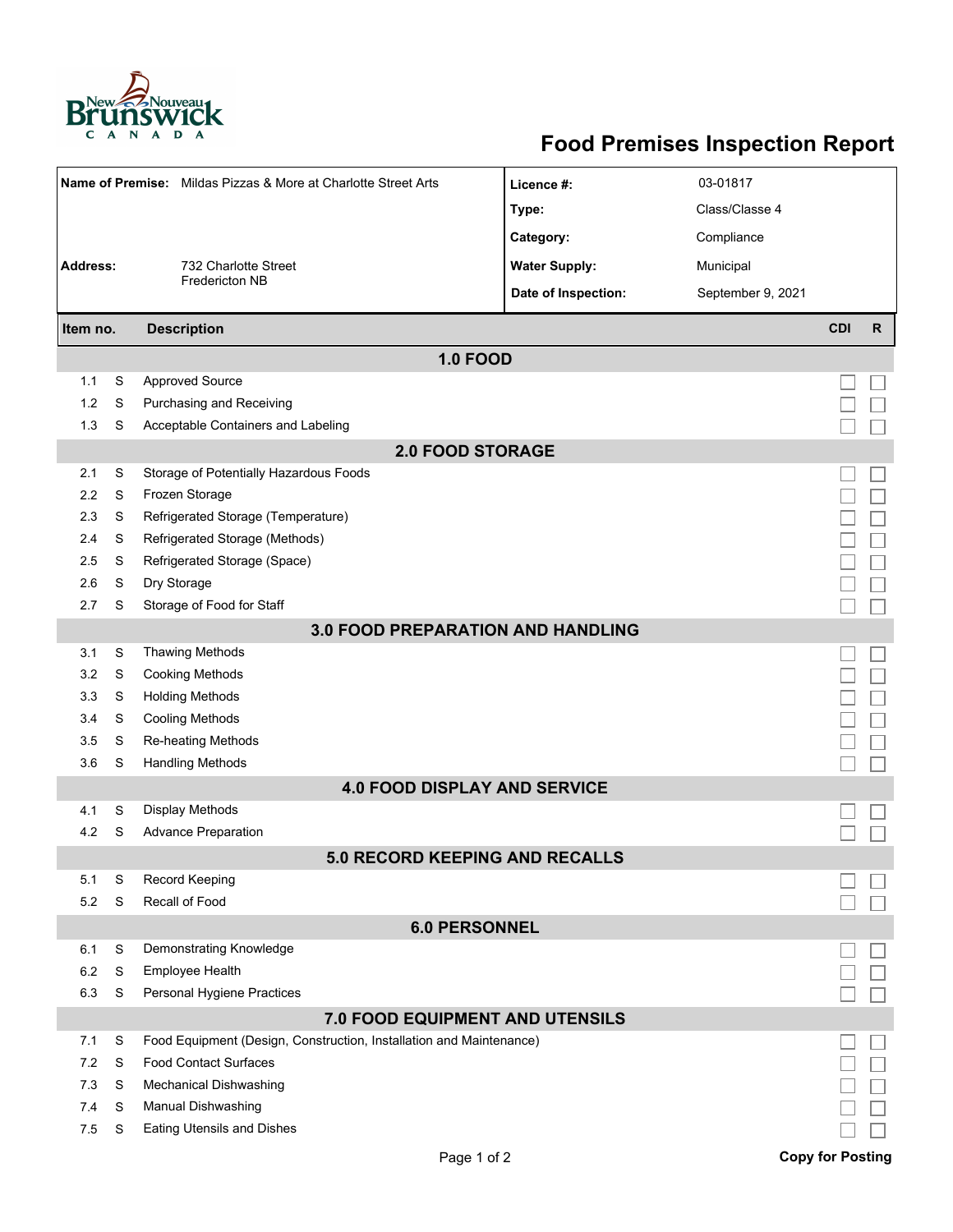# Food Premises Inspection Report

| | | | |
|---|---|---|---|
| **Name of Premise:** | Mildas Pizzas & More at Charlotte Street Arts | **Licence #:** | 03-01817 |
| | | **Type:** | Class/Classe 4 |
| | | **Category:** | Compliance |
| **Address:** | 732 Charlotte Street Fredericton NB | **Water Supply:** | Municipal |
| | | **Date of Inspection:** | September 9, 2021 |

| Item no. | | Description | CDI | R |
|---|---|---|---|---|
| **1.0 FOOD** | | | | |
| 1.1 | S | Approved Source | ☐ | ☐ |
| 1.2 | S | Purchasing and Receiving | ☐ | ☐ |
| 1.3 | S | Acceptable Containers and Labeling | ☐ | ☐ |
| **2.0 FOOD STORAGE** | | | | |
| 2.1 | S | Storage of Potentially Hazardous Foods | ☐ | ☐ |
| 2.2 | S | Frozen Storage | ☐ | ☐ |
| 2.3 | S | Refrigerated Storage (Temperature) | ☐ | ☐ |
| 2.4 | S | Refrigerated Storage (Methods) | ☐ | ☐ |
| 2.5 | S | Refrigerated Storage (Space) | ☐ | ☐ |
| 2.6 | S | Dry Storage | ☐ | ☐ |
| 2.7 | S | Storage of Food for Staff | ☐ | ☐ |
| **3.0 FOOD PREPARATION AND HANDLING** | | | | |
| 3.1 | S | Thawing Methods | ☐ | ☐ |
| 3.2 | S | Cooking Methods | ☐ | ☐ |
| 3.3 | S | Holding Methods | ☐ | ☐ |
| 3.4 | S | Cooling Methods | ☐ | ☐ |
| 3.5 | S | Re-heating Methods | ☐ | ☐ |
| 3.6 | S | Handling Methods | ☐ | ☐ |
| **4.0 FOOD DISPLAY AND SERVICE** | | | | |
| 4.1 | S | Display Methods | ☐ | ☐ |
| 4.2 | S | Advance Preparation | ☐ | ☐ |
| **5.0 RECORD KEEPING AND RECALLS** | | | | |
| 5.1 | S | Record Keeping | ☐ | ☐ |
| 5.2 | S | Recall of Food | ☐ | ☐ |
| **6.0 PERSONNEL** | | | | |
| 6.1 | S | Demonstrating Knowledge | ☐ | ☐ |
| 6.2 | S | Employee Health | ☐ | ☐ |
| 6.3 | S | Personal Hygiene Practices | ☐ | ☐ |
| **7.0 FOOD EQUIPMENT AND UTENSILS** | | | | |
| 7.1 | S | Food Equipment (Design, Construction, Installation and Maintenance) | ☐ | ☐ |
| 7.2 | S | Food Contact Surfaces | ☐ | ☐ |
| 7.3 | S | Mechanical Dishwashing | ☐ | ☐ |
| 7.4 | S | Manual Dishwashing | ☐ | ☐ |
| 7.5 | S | Eating Utensils and Dishes | ☐ | ☐ |

**Copy for Posting**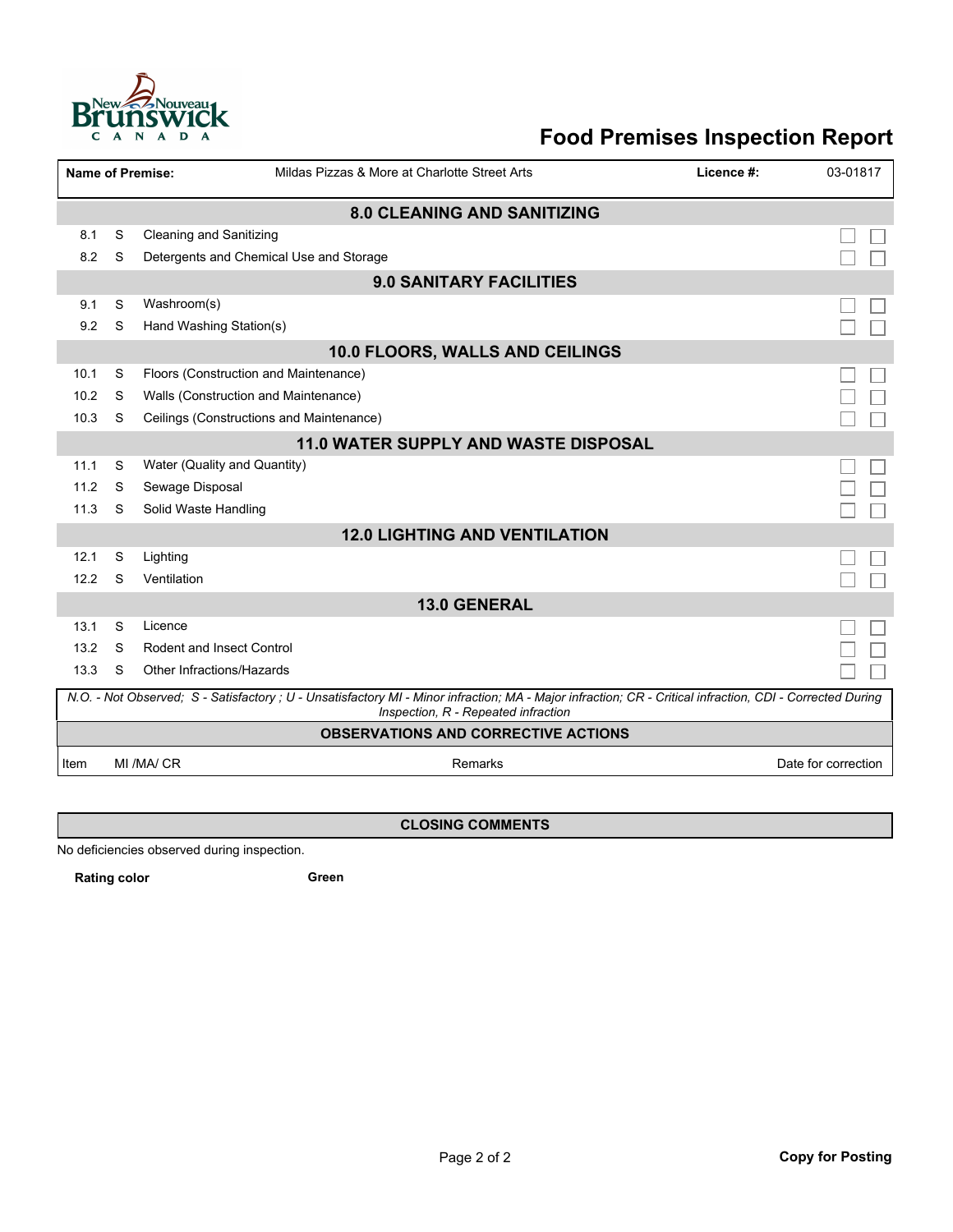# Food Premises Inspection Report

| **Name of Premise:** | Mildas Pizzas & More at Charlotte Street Arts | **Licence #:** | 03-01817 |
|---|---|---|---|

## 8.0 CLEANING AND SANITIZING

| | | | | |
|---|---|---|---|---|
| 8.1 | S | Cleaning and Sanitizing | ☐ | ☐ |
| 8.2 | S | Detergents and Chemical Use and Storage | ☐ | ☐ |

## 9.0 SANITARY FACILITIES

| | | | | |
|---|---|---|---|---|
| 9.1 | S | Washroom(s) | ☐ | ☐ |
| 9.2 | S | Hand Washing Station(s) | ☐ | ☐ |

## 10.0 FLOORS, WALLS AND CEILINGS

| | | | | |
|---|---|---|---|---|
| 10.1 | S | Floors (Construction and Maintenance) | ☐ | ☐ |
| 10.2 | S | Walls (Construction and Maintenance) | ☐ | ☐ |
| 10.3 | S | Ceilings (Constructions and Maintenance) | ☐ | ☐ |

## 11.0 WATER SUPPLY AND WASTE DISPOSAL

| | | | | |
|---|---|---|---|---|
| 11.1 | S | Water (Quality and Quantity) | ☐ | ☐ |
| 11.2 | S | Sewage Disposal | ☐ | ☐ |
| 11.3 | S | Solid Waste Handling | ☐ | ☐ |

## 12.0 LIGHTING AND VENTILATION

| | | | | |
|---|---|---|---|---|
| 12.1 | S | Lighting | ☐ | ☐ |
| 12.2 | S | Ventilation | ☐ | ☐ |

## 13.0 GENERAL

| | | | | |
|---|---|---|---|---|
| 13.1 | S | Licence | ☐ | ☐ |
| 13.2 | S | Rodent and Insect Control | ☐ | ☐ |
| 13.3 | S | Other Infractions/Hazards | ☐ | ☐ |

*N.O. - Not Observed; S - Satisfactory ; U - Unsatisfactory MI - Minor infraction; MA - Major infraction; CR - Critical infraction, CDI - Corrected During Inspection, R - Repeated infraction*

## OBSERVATIONS AND CORRECTIVE ACTIONS

| Item | MI /MA/ CR | Remarks | Date for correction |
|---|---|---|---|

## CLOSING COMMENTS

No deficiencies observed during inspection.

**Rating color** **Green**

**Copy for Posting**